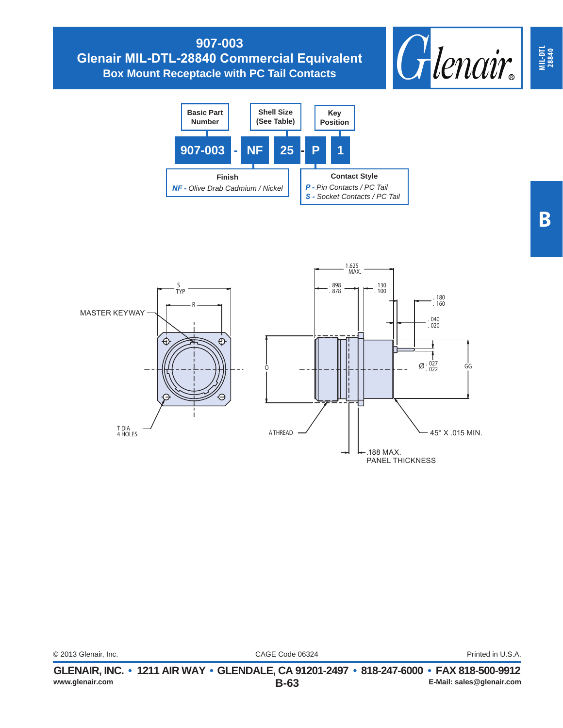# 907-003

## Glenair MIL-DTL-28840 Commercial Equivalent

### Box Mount Receptacle with PC Tail Contacts

MIL-DTL 28840

B

**Basic Part Number** | **Shell Size (See Table)** | **Key Position**

**907-003 - NF 25 - P 1**

**Finish**

***NF -*** *Olive Drab Cadmium / Nickel*

**Contact Style**

***P -*** *Pin Contacts / PC Tail*

***S -*** *Socket Contacts / PC Tail*

MASTER KEYWAY

S TYP

R

T DIA 4 HOLES

1.625 MAX.

.898 .878

.130 .100

.180 .160

.040 .020

Ø .027 .022

O

GG

A THREAD

45° X .015 MIN.

.188 MAX. PANEL THICKNESS

© 2013 Glenair, Inc. CAGE Code 06324 Printed in U.S.A.

**GLENAIR, INC. • 1211 AIR WAY • GLENDALE, CA 91201-2497 • 818-247-6000 • FAX 818-500-9912**

**www.glenair.com** **E-Mail: sales@glenair.com**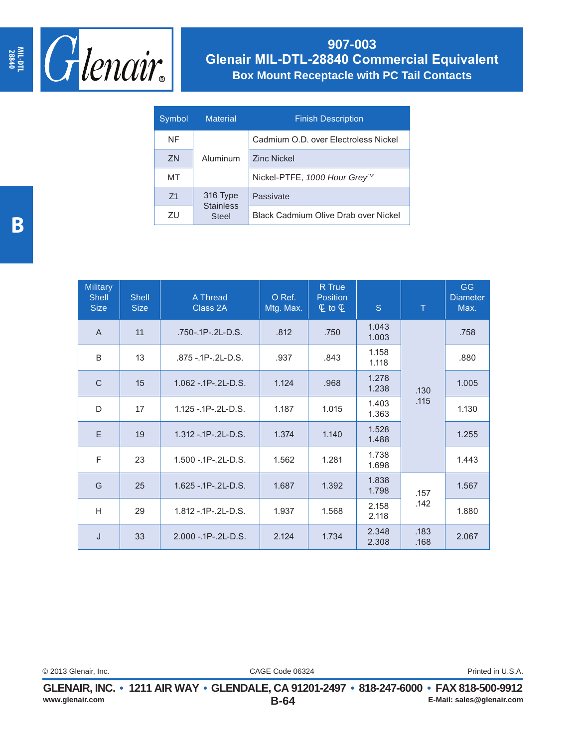# 907-003

## Glenair MIL-DTL-28840 Commercial Equivalent

### Box Mount Receptacle with PC Tail Contacts

| Symbol | Material | Finish Description |
|---|---|---|
| NF | Aluminum | Cadmium O.D. over Electroless Nickel |
| ZN | Aluminum | Zinc Nickel |
| MT | Aluminum | Nickel-PTFE, *1000 Hour Grey™* |
| Z1 | 316 Type Stainless Steel | Passivate |
| ZU | 316 Type Stainless Steel | Black Cadmium Olive Drab over Nickel |

| Military Shell Size | Shell Size | A Thread Class 2A | O Ref. Mtg. Max. | R True Position ℄ to ℄ | S | T | GG Diameter Max. |
|---|---|---|---|---|---|---|---|
| A | 11 | .750-.1P-.2L-D.S. | .812 | .750 | 1.043 1.003 | .130 .115 | .758 |
| B | 13 | .875 -.1P-.2L-D.S. | .937 | .843 | 1.158 1.118 | .130 .115 | .880 |
| C | 15 | 1.062 -.1P-.2L-D.S. | 1.124 | .968 | 1.278 1.238 | .130 .115 | 1.005 |
| D | 17 | 1.125 -.1P-.2L-D.S. | 1.187 | 1.015 | 1.403 1.363 | .130 .115 | 1.130 |
| E | 19 | 1.312 -.1P-.2L-D.S. | 1.374 | 1.140 | 1.528 1.488 | .130 .115 | 1.255 |
| F | 23 | 1.500 -.1P-.2L-D.S. | 1.562 | 1.281 | 1.738 1.698 | .130 .115 | 1.443 |
| G | 25 | 1.625 -.1P-.2L-D.S. | 1.687 | 1.392 | 1.838 1.798 | .157 .142 | 1.567 |
| H | 29 | 1.812 -.1P-.2L-D.S. | 1.937 | 1.568 | 2.158 2.118 | .157 .142 | 1.880 |
| J | 33 | 2.000 -.1P-.2L-D.S. | 2.124 | 1.734 | 2.348 2.308 | .183 .168 | 2.067 |